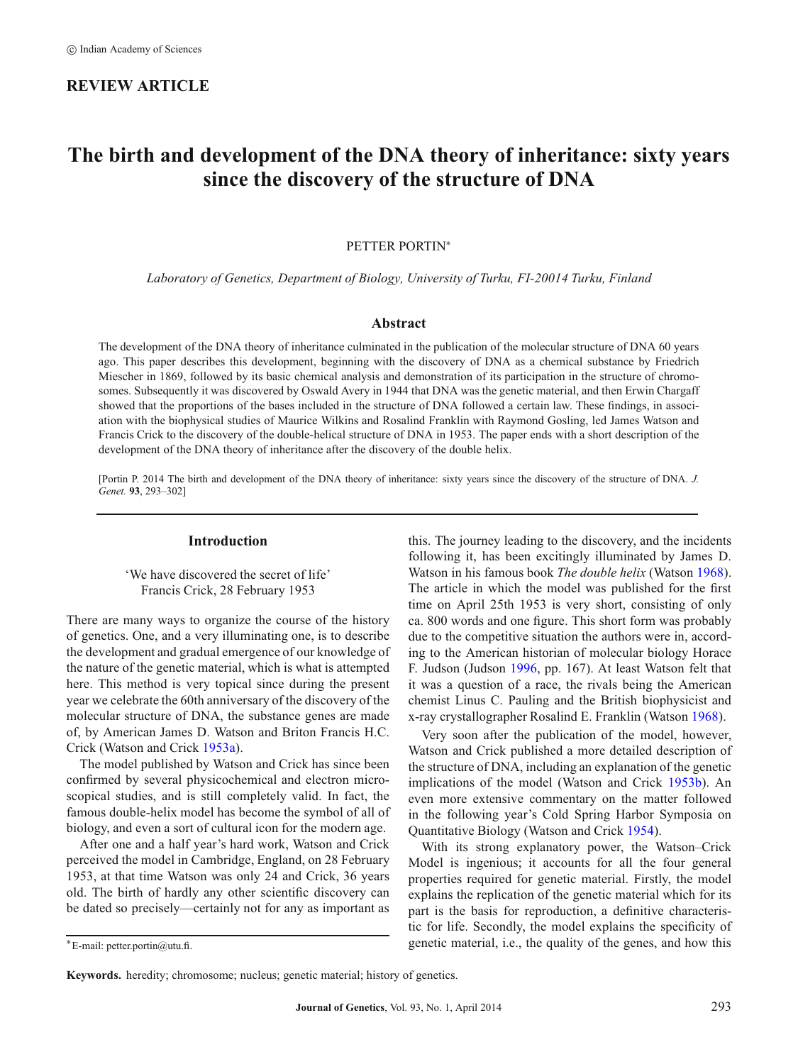© Indian Academy of Sciences

**REVIEW ARTICLE**

# The birth and development of the DNA theory of inheritance: sixty years since the discovery of the structure of DNA

PETTER PORTIN*

*Laboratory of Genetics, Department of Biology, University of Turku, FI-20014 Turku, Finland*

## Abstract

The development of the DNA theory of inheritance culminated in the publication of the molecular structure of DNA 60 years ago. This paper describes this development, beginning with the discovery of DNA as a chemical substance by Friedrich Miescher in 1869, followed by its basic chemical analysis and demonstration of its participation in the structure of chromosomes. Subsequently it was discovered by Oswald Avery in 1944 that DNA was the genetic material, and then Erwin Chargaff showed that the proportions of the bases included in the structure of DNA followed a certain law. These findings, in association with the biophysical studies of Maurice Wilkins and Rosalind Franklin with Raymond Gosling, led James Watson and Francis Crick to the discovery of the double-helical structure of DNA in 1953. The paper ends with a short description of the development of the DNA theory of inheritance after the discovery of the double helix.

[Portin P. 2014 The birth and development of the DNA theory of inheritance: sixty years since the discovery of the structure of DNA. *J. Genet.* **93**, 293–302]

## Introduction

'We have discovered the secret of life'
Francis Crick, 28 February 1953

There are many ways to organize the course of the history of genetics. One, and a very illuminating one, is to describe the development and gradual emergence of our knowledge of the nature of the genetic material, which is what is attempted here. This method is very topical since during the present year we celebrate the 60th anniversary of the discovery of the molecular structure of DNA, the substance genes are made of, by American James D. Watson and Briton Francis H.C. Crick (Watson and Crick 1953a).

The model published by Watson and Crick has since been confirmed by several physicochemical and electron microscopical studies, and is still completely valid. In fact, the famous double-helix model has become the symbol of all of biology, and even a sort of cultural icon for the modern age.

After one and a half year's hard work, Watson and Crick perceived the model in Cambridge, England, on 28 February 1953, at that time Watson was only 24 and Crick, 36 years old. The birth of hardly any other scientific discovery can be dated so precisely—certainly not for any as important as this. The journey leading to the discovery, and the incidents following it, has been excitingly illuminated by James D. Watson in his famous book *The double helix* (Watson 1968). The article in which the model was published for the first time on April 25th 1953 is very short, consisting of only ca. 800 words and one figure. This short form was probably due to the competitive situation the authors were in, according to the American historian of molecular biology Horace F. Judson (Judson 1996, pp. 167). At least Watson felt that it was a question of a race, the rivals being the American chemist Linus C. Pauling and the British biophysicist and x-ray crystallographer Rosalind E. Franklin (Watson 1968).

Very soon after the publication of the model, however, Watson and Crick published a more detailed description of the structure of DNA, including an explanation of the genetic implications of the model (Watson and Crick 1953b). An even more extensive commentary on the matter followed in the following year's Cold Spring Harbor Symposia on Quantitative Biology (Watson and Crick 1954).

With its strong explanatory power, the Watson–Crick Model is ingenious; it accounts for all the four general properties required for genetic material. Firstly, the model explains the replication of the genetic material which for its part is the basis for reproduction, a definitive characteristic for life. Secondly, the model explains the specificity of genetic material, i.e., the quality of the genes, and how this

*E-mail: petter.portin@utu.fi.

**Keywords.** heredity; chromosome; nucleus; genetic material; history of genetics.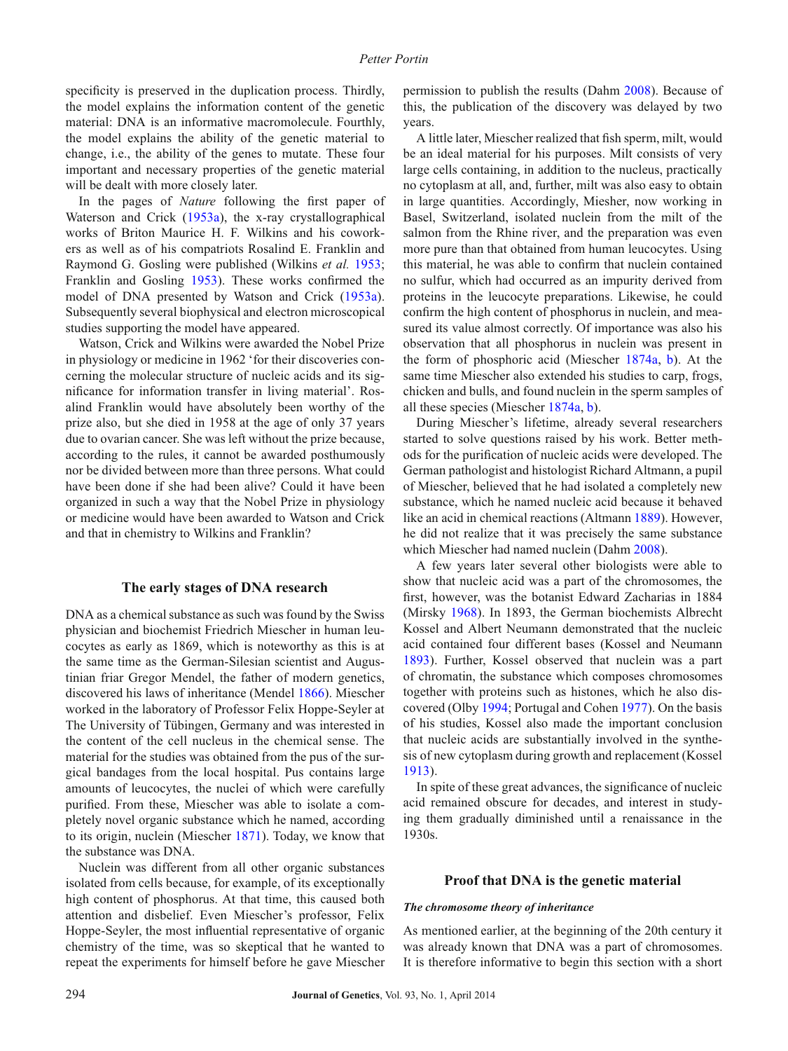specificity is preserved in the duplication process. Thirdly, the model explains the information content of the genetic material: DNA is an informative macromolecule. Fourthly, the model explains the ability of the genetic material to change, i.e., the ability of the genes to mutate. These four important and necessary properties of the genetic material will be dealt with more closely later.

In the pages of *Nature* following the first paper of Waterson and Crick (1953a), the x-ray crystallographical works of Briton Maurice H. F. Wilkins and his coworkers as well as of his compatriots Rosalind E. Franklin and Raymond G. Gosling were published (Wilkins *et al.* 1953; Franklin and Gosling 1953). These works confirmed the model of DNA presented by Watson and Crick (1953a). Subsequently several biophysical and electron microscopical studies supporting the model have appeared.

Watson, Crick and Wilkins were awarded the Nobel Prize in physiology or medicine in 1962 'for their discoveries concerning the molecular structure of nucleic acids and its significance for information transfer in living material'. Rosalind Franklin would have absolutely been worthy of the prize also, but she died in 1958 at the age of only 37 years due to ovarian cancer. She was left without the prize because, according to the rules, it cannot be awarded posthumously nor be divided between more than three persons. What could have been done if she had been alive? Could it have been organized in such a way that the Nobel Prize in physiology or medicine would have been awarded to Watson and Crick and that in chemistry to Wilkins and Franklin?

## The early stages of DNA research

DNA as a chemical substance as such was found by the Swiss physician and biochemist Friedrich Miescher in human leucocytes as early as 1869, which is noteworthy as this is at the same time as the German-Silesian scientist and Augustinian friar Gregor Mendel, the father of modern genetics, discovered his laws of inheritance (Mendel 1866). Miescher worked in the laboratory of Professor Felix Hoppe-Seyler at The University of Tübingen, Germany and was interested in the content of the cell nucleus in the chemical sense. The material for the studies was obtained from the pus of the surgical bandages from the local hospital. Pus contains large amounts of leucocytes, the nuclei of which were carefully purified. From these, Miescher was able to isolate a completely novel organic substance which he named, according to its origin, nuclein (Miescher 1871). Today, we know that the substance was DNA.

Nuclein was different from all other organic substances isolated from cells because, for example, of its exceptionally high content of phosphorus. At that time, this caused both attention and disbelief. Even Miescher's professor, Felix Hoppe-Seyler, the most influential representative of organic chemistry of the time, was so skeptical that he wanted to repeat the experiments for himself before he gave Miescher permission to publish the results (Dahm 2008). Because of this, the publication of the discovery was delayed by two years.

A little later, Miescher realized that fish sperm, milt, would be an ideal material for his purposes. Milt consists of very large cells containing, in addition to the nucleus, practically no cytoplasm at all, and, further, milt was also easy to obtain in large quantities. Accordingly, Miesher, now working in Basel, Switzerland, isolated nuclein from the milt of the salmon from the Rhine river, and the preparation was even more pure than that obtained from human leucocytes. Using this material, he was able to confirm that nuclein contained no sulfur, which had occurred as an impurity derived from proteins in the leucocyte preparations. Likewise, he could confirm the high content of phosphorus in nuclein, and measured its value almost correctly. Of importance was also his observation that all phosphorus in nuclein was present in the form of phosphoric acid (Miescher 1874a, b). At the same time Miescher also extended his studies to carp, frogs, chicken and bulls, and found nuclein in the sperm samples of all these species (Miescher 1874a, b).

During Miescher's lifetime, already several researchers started to solve questions raised by his work. Better methods for the purification of nucleic acids were developed. The German pathologist and histologist Richard Altmann, a pupil of Miescher, believed that he had isolated a completely new substance, which he named nucleic acid because it behaved like an acid in chemical reactions (Altmann 1889). However, he did not realize that it was precisely the same substance which Miescher had named nuclein (Dahm 2008).

A few years later several other biologists were able to show that nucleic acid was a part of the chromosomes, the first, however, was the botanist Edward Zacharias in 1884 (Mirsky 1968). In 1893, the German biochemists Albrecht Kossel and Albert Neumann demonstrated that the nucleic acid contained four different bases (Kossel and Neumann 1893). Further, Kossel observed that nuclein was a part of chromatin, the substance which composes chromosomes together with proteins such as histones, which he also discovered (Olby 1994; Portugal and Cohen 1977). On the basis of his studies, Kossel also made the important conclusion that nucleic acids are substantially involved in the synthesis of new cytoplasm during growth and replacement (Kossel 1913).

In spite of these great advances, the significance of nucleic acid remained obscure for decades, and interest in studying them gradually diminished until a renaissance in the 1930s.

## Proof that DNA is the genetic material

### *The chromosome theory of inheritance*

As mentioned earlier, at the beginning of the 20th century it was already known that DNA was a part of chromosomes. It is therefore informative to begin this section with a short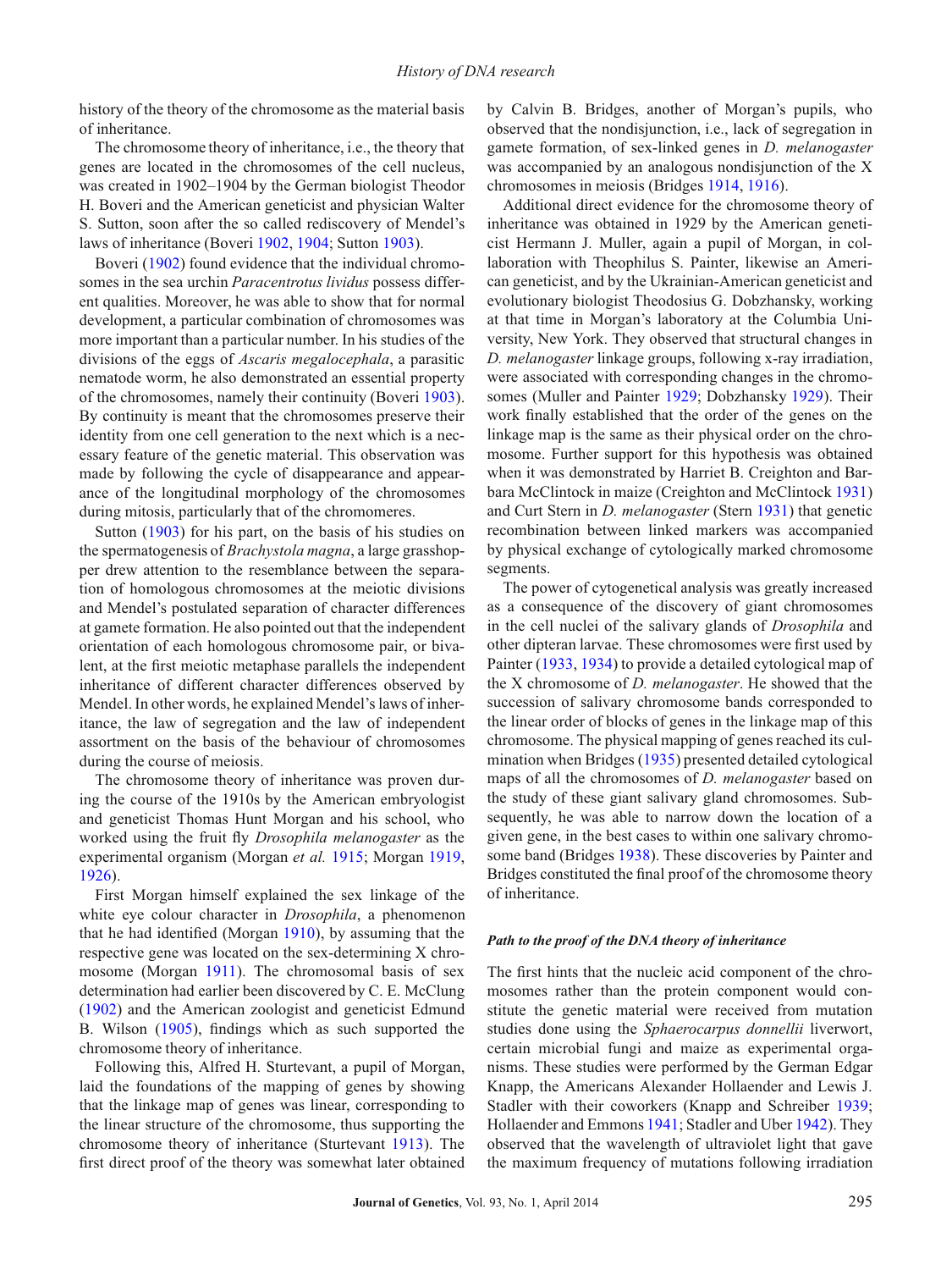history of the theory of the chromosome as the material basis of inheritance.

The chromosome theory of inheritance, i.e., the theory that genes are located in the chromosomes of the cell nucleus, was created in 1902–1904 by the German biologist Theodor H. Boveri and the American geneticist and physician Walter S. Sutton, soon after the so called rediscovery of Mendel's laws of inheritance (Boveri 1902, 1904; Sutton 1903).

Boveri (1902) found evidence that the individual chromosomes in the sea urchin *Paracentrotus lividus* possess different qualities. Moreover, he was able to show that for normal development, a particular combination of chromosomes was more important than a particular number. In his studies of the divisions of the eggs of *Ascaris megalocephala*, a parasitic nematode worm, he also demonstrated an essential property of the chromosomes, namely their continuity (Boveri 1903). By continuity is meant that the chromosomes preserve their identity from one cell generation to the next which is a necessary feature of the genetic material. This observation was made by following the cycle of disappearance and appearance of the longitudinal morphology of the chromosomes during mitosis, particularly that of the chromomeres.

Sutton (1903) for his part, on the basis of his studies on the spermatogenesis of *Brachystola magna*, a large grasshopper drew attention to the resemblance between the separation of homologous chromosomes at the meiotic divisions and Mendel's postulated separation of character differences at gamete formation. He also pointed out that the independent orientation of each homologous chromosome pair, or bivalent, at the first meiotic metaphase parallels the independent inheritance of different character differences observed by Mendel. In other words, he explained Mendel's laws of inheritance, the law of segregation and the law of independent assortment on the basis of the behaviour of chromosomes during the course of meiosis.

The chromosome theory of inheritance was proven during the course of the 1910s by the American embryologist and geneticist Thomas Hunt Morgan and his school, who worked using the fruit fly *Drosophila melanogaster* as the experimental organism (Morgan *et al.* 1915; Morgan 1919, 1926).

First Morgan himself explained the sex linkage of the white eye colour character in *Drosophila*, a phenomenon that he had identified (Morgan 1910), by assuming that the respective gene was located on the sex-determining X chromosome (Morgan 1911). The chromosomal basis of sex determination had earlier been discovered by C. E. McClung (1902) and the American zoologist and geneticist Edmund B. Wilson (1905), findings which as such supported the chromosome theory of inheritance.

Following this, Alfred H. Sturtevant, a pupil of Morgan, laid the foundations of the mapping of genes by showing that the linkage map of genes was linear, corresponding to the linear structure of the chromosome, thus supporting the chromosome theory of inheritance (Sturtevant 1913). The first direct proof of the theory was somewhat later obtained by Calvin B. Bridges, another of Morgan's pupils, who observed that the nondisjunction, i.e., lack of segregation in gamete formation, of sex-linked genes in *D. melanogaster* was accompanied by an analogous nondisjunction of the X chromosomes in meiosis (Bridges 1914, 1916).

Additional direct evidence for the chromosome theory of inheritance was obtained in 1929 by the American geneticist Hermann J. Muller, again a pupil of Morgan, in collaboration with Theophilus S. Painter, likewise an American geneticist, and by the Ukrainian-American geneticist and evolutionary biologist Theodosius G. Dobzhansky, working at that time in Morgan's laboratory at the Columbia University, New York. They observed that structural changes in *D. melanogaster* linkage groups, following x-ray irradiation, were associated with corresponding changes in the chromosomes (Muller and Painter 1929; Dobzhansky 1929). Their work finally established that the order of the genes on the linkage map is the same as their physical order on the chromosome. Further support for this hypothesis was obtained when it was demonstrated by Harriet B. Creighton and Barbara McClintock in maize (Creighton and McClintock 1931) and Curt Stern in *D. melanogaster* (Stern 1931) that genetic recombination between linked markers was accompanied by physical exchange of cytologically marked chromosome segments.

The power of cytogenetical analysis was greatly increased as a consequence of the discovery of giant chromosomes in the cell nuclei of the salivary glands of *Drosophila* and other dipteran larvae. These chromosomes were first used by Painter (1933, 1934) to provide a detailed cytological map of the X chromosome of *D. melanogaster*. He showed that the succession of salivary chromosome bands corresponded to the linear order of blocks of genes in the linkage map of this chromosome. The physical mapping of genes reached its culmination when Bridges (1935) presented detailed cytological maps of all the chromosomes of *D. melanogaster* based on the study of these giant salivary gland chromosomes. Subsequently, he was able to narrow down the location of a given gene, in the best cases to within one salivary chromosome band (Bridges 1938). These discoveries by Painter and Bridges constituted the final proof of the chromosome theory of inheritance.

#### *Path to the proof of the DNA theory of inheritance*

The first hints that the nucleic acid component of the chromosomes rather than the protein component would constitute the genetic material were received from mutation studies done using the *Sphaerocarpus donnellii* liverwort, certain microbial fungi and maize as experimental organisms. These studies were performed by the German Edgar Knapp, the Americans Alexander Hollaender and Lewis J. Stadler with their coworkers (Knapp and Schreiber 1939; Hollaender and Emmons 1941; Stadler and Uber 1942). They observed that the wavelength of ultraviolet light that gave the maximum frequency of mutations following irradiation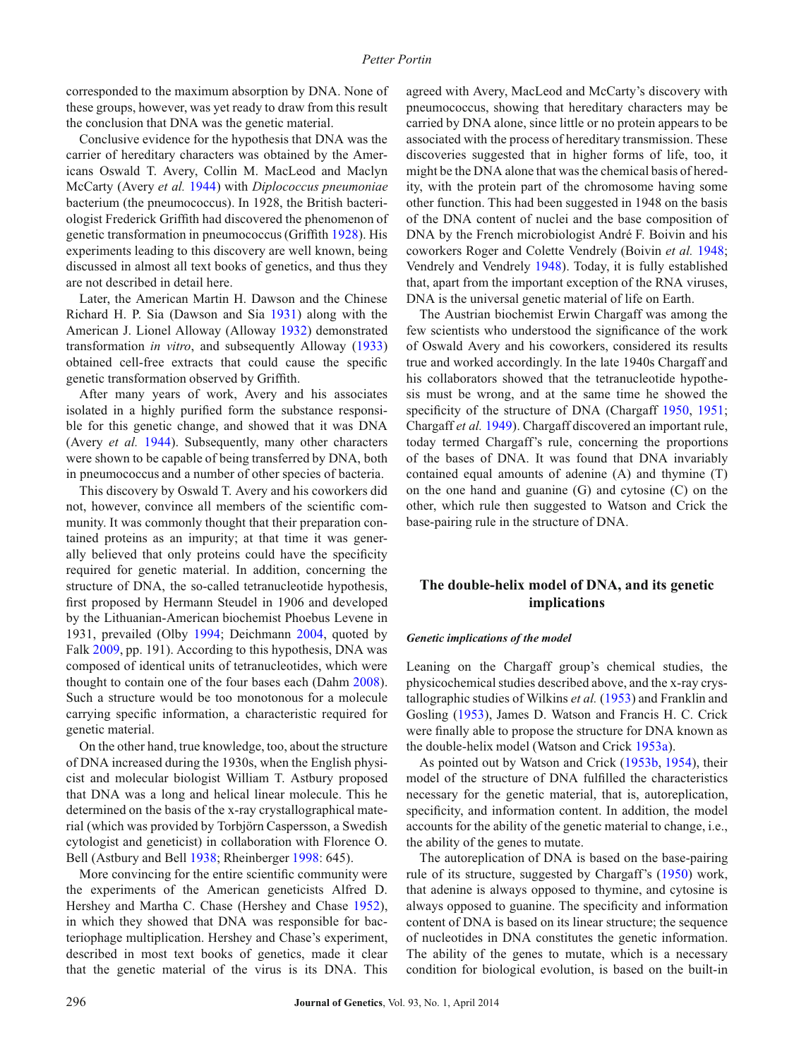corresponded to the maximum absorption by DNA. None of these groups, however, was yet ready to draw from this result the conclusion that DNA was the genetic material.

Conclusive evidence for the hypothesis that DNA was the carrier of hereditary characters was obtained by the Americans Oswald T. Avery, Collin M. MacLeod and Maclyn McCarty (Avery *et al.* 1944) with *Diplococcus pneumoniae* bacterium (the pneumococcus). In 1928, the British bacteriologist Frederick Griffith had discovered the phenomenon of genetic transformation in pneumococcus (Griffith 1928). His experiments leading to this discovery are well known, being discussed in almost all text books of genetics, and thus they are not described in detail here.

Later, the American Martin H. Dawson and the Chinese Richard H. P. Sia (Dawson and Sia 1931) along with the American J. Lionel Alloway (Alloway 1932) demonstrated transformation *in vitro*, and subsequently Alloway (1933) obtained cell-free extracts that could cause the specific genetic transformation observed by Griffith.

After many years of work, Avery and his associates isolated in a highly purified form the substance responsible for this genetic change, and showed that it was DNA (Avery *et al.* 1944). Subsequently, many other characters were shown to be capable of being transferred by DNA, both in pneumococcus and a number of other species of bacteria.

This discovery by Oswald T. Avery and his coworkers did not, however, convince all members of the scientific community. It was commonly thought that their preparation contained proteins as an impurity; at that time it was generally believed that only proteins could have the specificity required for genetic material. In addition, concerning the structure of DNA, the so-called tetranucleotide hypothesis, first proposed by Hermann Steudel in 1906 and developed by the Lithuanian-American biochemist Phoebus Levene in 1931, prevailed (Olby 1994; Deichmann 2004, quoted by Falk 2009, pp. 191). According to this hypothesis, DNA was composed of identical units of tetranucleotides, which were thought to contain one of the four bases each (Dahm 2008). Such a structure would be too monotonous for a molecule carrying specific information, a characteristic required for genetic material.

On the other hand, true knowledge, too, about the structure of DNA increased during the 1930s, when the English physicist and molecular biologist William T. Astbury proposed that DNA was a long and helical linear molecule. This he determined on the basis of the x-ray crystallographical material (which was provided by Torbjörn Caspersson, a Swedish cytologist and geneticist) in collaboration with Florence O. Bell (Astbury and Bell 1938; Rheinberger 1998: 645).

More convincing for the entire scientific community were the experiments of the American geneticists Alfred D. Hershey and Martha C. Chase (Hershey and Chase 1952), in which they showed that DNA was responsible for bacteriophage multiplication. Hershey and Chase's experiment, described in most text books of genetics, made it clear that the genetic material of the virus is its DNA. This agreed with Avery, MacLeod and McCarty's discovery with pneumococcus, showing that hereditary characters may be carried by DNA alone, since little or no protein appears to be associated with the process of hereditary transmission. These discoveries suggested that in higher forms of life, too, it might be the DNA alone that was the chemical basis of heredity, with the protein part of the chromosome having some other function. This had been suggested in 1948 on the basis of the DNA content of nuclei and the base composition of DNA by the French microbiologist André F. Boivin and his coworkers Roger and Colette Vendrely (Boivin *et al.* 1948; Vendrely and Vendrely 1948). Today, it is fully established that, apart from the important exception of the RNA viruses, DNA is the universal genetic material of life on Earth.

The Austrian biochemist Erwin Chargaff was among the few scientists who understood the significance of the work of Oswald Avery and his coworkers, considered its results true and worked accordingly. In the late 1940s Chargaff and his collaborators showed that the tetranucleotide hypothesis must be wrong, and at the same time he showed the specificity of the structure of DNA (Chargaff 1950, 1951; Chargaff *et al.* 1949). Chargaff discovered an important rule, today termed Chargaff's rule, concerning the proportions of the bases of DNA. It was found that DNA invariably contained equal amounts of adenine (A) and thymine (T) on the one hand and guanine (G) and cytosine (C) on the other, which rule then suggested to Watson and Crick the base-pairing rule in the structure of DNA.

## The double-helix model of DNA, and its genetic implications

### *Genetic implications of the model*

Leaning on the Chargaff group's chemical studies, the physicochemical studies described above, and the x-ray crystallographic studies of Wilkins *et al.* (1953) and Franklin and Gosling (1953), James D. Watson and Francis H. C. Crick were finally able to propose the structure for DNA known as the double-helix model (Watson and Crick 1953a).

As pointed out by Watson and Crick (1953b, 1954), their model of the structure of DNA fulfilled the characteristics necessary for the genetic material, that is, autoreplication, specificity, and information content. In addition, the model accounts for the ability of the genetic material to change, i.e., the ability of the genes to mutate.

The autoreplication of DNA is based on the base-pairing rule of its structure, suggested by Chargaff's (1950) work, that adenine is always opposed to thymine, and cytosine is always opposed to guanine. The specificity and information content of DNA is based on its linear structure; the sequence of nucleotides in DNA constitutes the genetic information. The ability of the genes to mutate, which is a necessary condition for biological evolution, is based on the built-in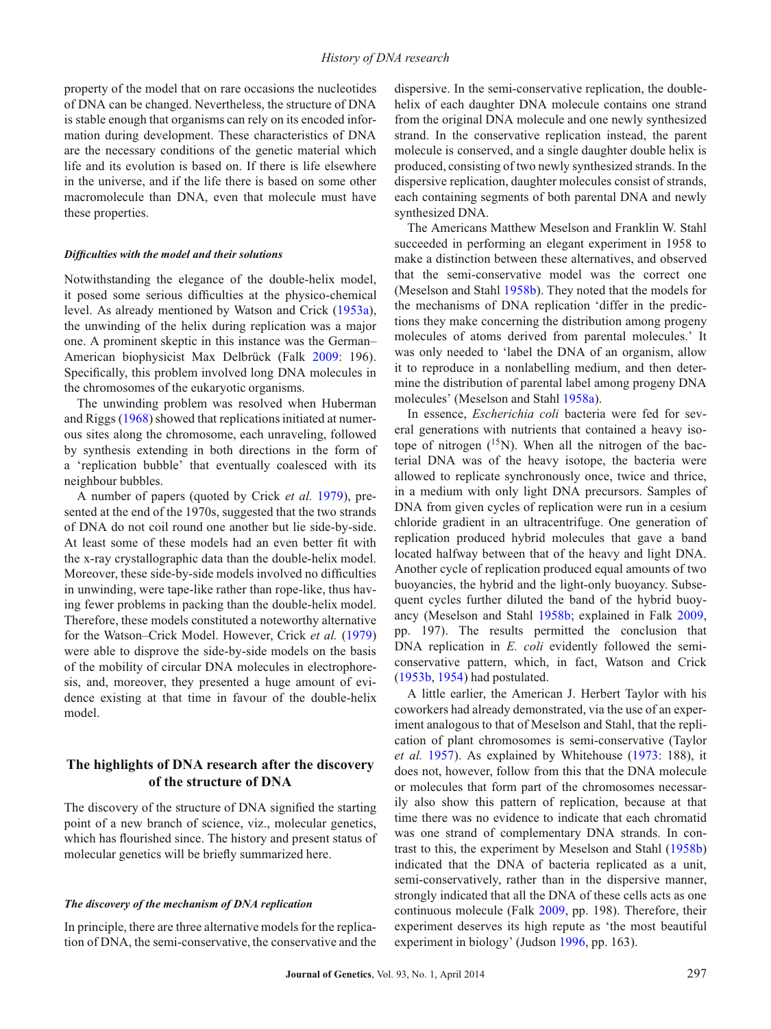property of the model that on rare occasions the nucleotides of DNA can be changed. Nevertheless, the structure of DNA is stable enough that organisms can rely on its encoded information during development. These characteristics of DNA are the necessary conditions of the genetic material which life and its evolution is based on. If there is life elsewhere in the universe, and if the life there is based on some other macromolecule than DNA, even that molecule must have these properties.

#### *Difficulties with the model and their solutions*

Notwithstanding the elegance of the double-helix model, it posed some serious difficulties at the physico-chemical level. As already mentioned by Watson and Crick (1953a), the unwinding of the helix during replication was a major one. A prominent skeptic in this instance was the German–American biophysicist Max Delbrück (Falk 2009: 196). Specifically, this problem involved long DNA molecules in the chromosomes of the eukaryotic organisms.

The unwinding problem was resolved when Huberman and Riggs (1968) showed that replications initiated at numerous sites along the chromosome, each unraveling, followed by synthesis extending in both directions in the form of a 'replication bubble' that eventually coalesced with its neighbour bubbles.

A number of papers (quoted by Crick *et al.* 1979), presented at the end of the 1970s, suggested that the two strands of DNA do not coil round one another but lie side-by-side. At least some of these models had an even better fit with the x-ray crystallographic data than the double-helix model. Moreover, these side-by-side models involved no difficulties in unwinding, were tape-like rather than rope-like, thus having fewer problems in packing than the double-helix model. Therefore, these models constituted a noteworthy alternative for the Watson–Crick Model. However, Crick *et al.* (1979) were able to disprove the side-by-side models on the basis of the mobility of circular DNA molecules in electrophoresis, and, moreover, they presented a huge amount of evidence existing at that time in favour of the double-helix model.

## The highlights of DNA research after the discovery of the structure of DNA

The discovery of the structure of DNA signified the starting point of a new branch of science, viz., molecular genetics, which has flourished since. The history and present status of molecular genetics will be briefly summarized here.

#### *The discovery of the mechanism of DNA replication*

In principle, there are three alternative models for the replication of DNA, the semi-conservative, the conservative and the dispersive. In the semi-conservative replication, the double-helix of each daughter DNA molecule contains one strand from the original DNA molecule and one newly synthesized strand. In the conservative replication instead, the parent molecule is conserved, and a single daughter double helix is produced, consisting of two newly synthesized strands. In the dispersive replication, daughter molecules consist of strands, each containing segments of both parental DNA and newly synthesized DNA.

The Americans Matthew Meselson and Franklin W. Stahl succeeded in performing an elegant experiment in 1958 to make a distinction between these alternatives, and observed that the semi-conservative model was the correct one (Meselson and Stahl 1958b). They noted that the models for the mechanisms of DNA replication 'differ in the predictions they make concerning the distribution among progeny molecules of atoms derived from parental molecules.' It was only needed to 'label the DNA of an organism, allow it to reproduce in a nonlabelling medium, and then determine the distribution of parental label among progeny DNA molecules' (Meselson and Stahl 1958a).

In essence, *Escherichia coli* bacteria were fed for several generations with nutrients that contained a heavy isotope of nitrogen ($^{15}N$). When all the nitrogen of the bacterial DNA was of the heavy isotope, the bacteria were allowed to replicate synchronously once, twice and thrice, in a medium with only light DNA precursors. Samples of DNA from given cycles of replication were run in a cesium chloride gradient in an ultracentrifuge. One generation of replication produced hybrid molecules that gave a band located halfway between that of the heavy and light DNA. Another cycle of replication produced equal amounts of two buoyancies, the hybrid and the light-only buoyancy. Subsequent cycles further diluted the band of the hybrid buoyancy (Meselson and Stahl 1958b; explained in Falk 2009, pp. 197). The results permitted the conclusion that DNA replication in *E. coli* evidently followed the semi-conservative pattern, which, in fact, Watson and Crick (1953b, 1954) had postulated.

A little earlier, the American J. Herbert Taylor with his coworkers had already demonstrated, via the use of an experiment analogous to that of Meselson and Stahl, that the replication of plant chromosomes is semi-conservative (Taylor *et al.* 1957). As explained by Whitehouse (1973: 188), it does not, however, follow from this that the DNA molecule or molecules that form part of the chromosomes necessarily also show this pattern of replication, because at that time there was no evidence to indicate that each chromatid was one strand of complementary DNA strands. In contrast to this, the experiment by Meselson and Stahl (1958b) indicated that the DNA of bacteria replicated as a unit, semi-conservatively, rather than in the dispersive manner, strongly indicated that all the DNA of these cells acts as one continuous molecule (Falk 2009, pp. 198). Therefore, their experiment deserves its high repute as 'the most beautiful experiment in biology' (Judson 1996, pp. 163).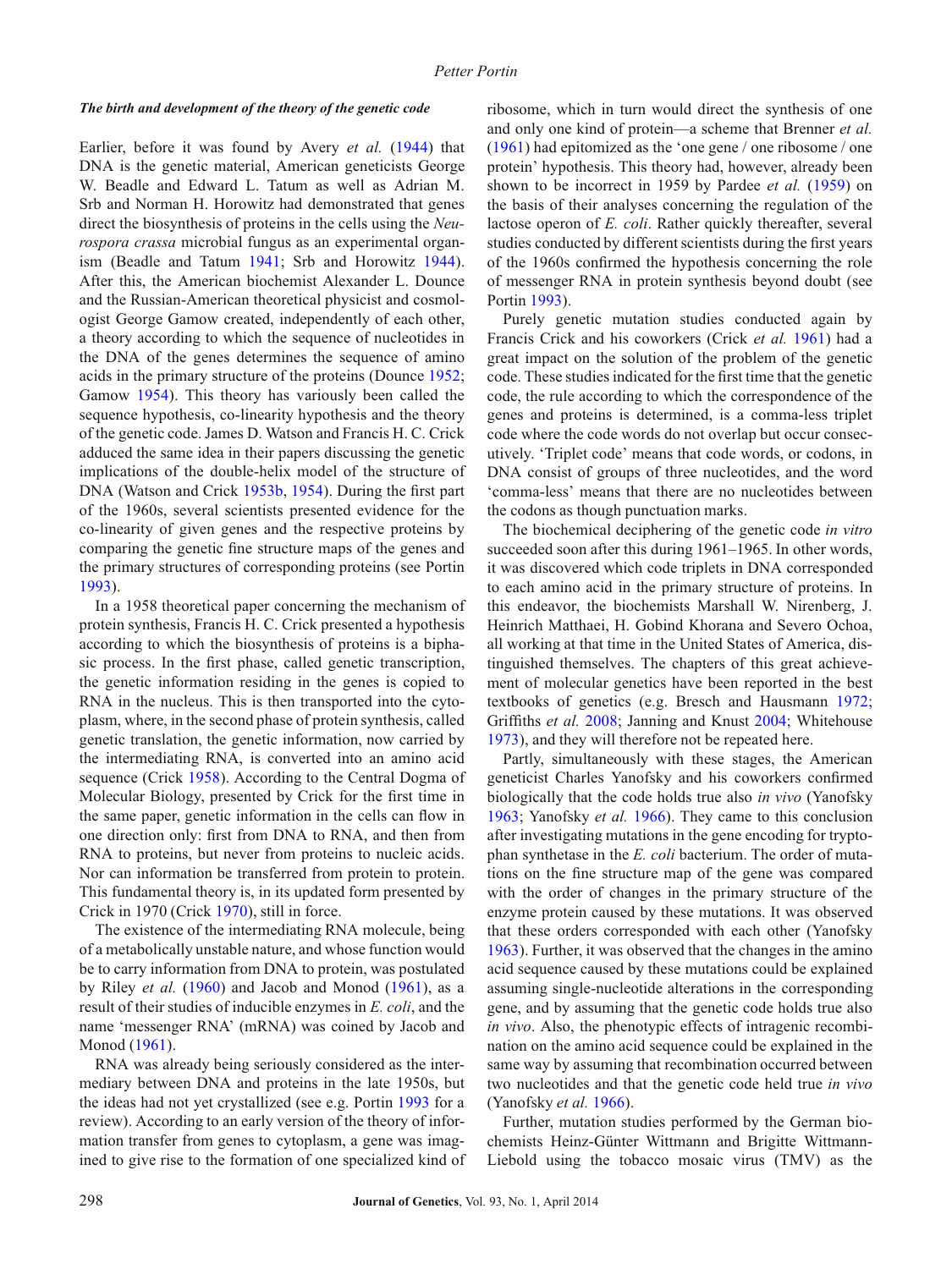***The birth and development of the theory of the genetic code***

Earlier, before it was found by Avery *et al.* (1944) that DNA is the genetic material, American geneticists George W. Beadle and Edward L. Tatum as well as Adrian M. Srb and Norman H. Horowitz had demonstrated that genes direct the biosynthesis of proteins in the cells using the *Neurospora crassa* microbial fungus as an experimental organism (Beadle and Tatum 1941; Srb and Horowitz 1944). After this, the American biochemist Alexander L. Dounce and the Russian-American theoretical physicist and cosmologist George Gamow created, independently of each other, a theory according to which the sequence of nucleotides in the DNA of the genes determines the sequence of amino acids in the primary structure of the proteins (Dounce 1952; Gamow 1954). This theory has variously been called the sequence hypothesis, co-linearity hypothesis and the theory of the genetic code. James D. Watson and Francis H. C. Crick adduced the same idea in their papers discussing the genetic implications of the double-helix model of the structure of DNA (Watson and Crick 1953b, 1954). During the first part of the 1960s, several scientists presented evidence for the co-linearity of given genes and the respective proteins by comparing the genetic fine structure maps of the genes and the primary structures of corresponding proteins (see Portin 1993).

In a 1958 theoretical paper concerning the mechanism of protein synthesis, Francis H. C. Crick presented a hypothesis according to which the biosynthesis of proteins is a biphasic process. In the first phase, called genetic transcription, the genetic information residing in the genes is copied to RNA in the nucleus. This is then transported into the cytoplasm, where, in the second phase of protein synthesis, called genetic translation, the genetic information, now carried by the intermediating RNA, is converted into an amino acid sequence (Crick 1958). According to the Central Dogma of Molecular Biology, presented by Crick for the first time in the same paper, genetic information in the cells can flow in one direction only: first from DNA to RNA, and then from RNA to proteins, but never from proteins to nucleic acids. Nor can information be transferred from protein to protein. This fundamental theory is, in its updated form presented by Crick in 1970 (Crick 1970), still in force.

The existence of the intermediating RNA molecule, being of a metabolically unstable nature, and whose function would be to carry information from DNA to protein, was postulated by Riley *et al.* (1960) and Jacob and Monod (1961), as a result of their studies of inducible enzymes in *E. coli*, and the name 'messenger RNA' (mRNA) was coined by Jacob and Monod (1961).

RNA was already being seriously considered as the intermediary between DNA and proteins in the late 1950s, but the ideas had not yet crystallized (see e.g. Portin 1993 for a review). According to an early version of the theory of information transfer from genes to cytoplasm, a gene was imagined to give rise to the formation of one specialized kind of ribosome, which in turn would direct the synthesis of one and only one kind of protein—a scheme that Brenner *et al.* (1961) had epitomized as the 'one gene / one ribosome / one protein' hypothesis. This theory had, however, already been shown to be incorrect in 1959 by Pardee *et al.* (1959) on the basis of their analyses concerning the regulation of the lactose operon of *E. coli*. Rather quickly thereafter, several studies conducted by different scientists during the first years of the 1960s confirmed the hypothesis concerning the role of messenger RNA in protein synthesis beyond doubt (see Portin 1993).

Purely genetic mutation studies conducted again by Francis Crick and his coworkers (Crick *et al.* 1961) had a great impact on the solution of the problem of the genetic code. These studies indicated for the first time that the genetic code, the rule according to which the correspondence of the genes and proteins is determined, is a comma-less triplet code where the code words do not overlap but occur consecutively. 'Triplet code' means that code words, or codons, in DNA consist of groups of three nucleotides, and the word 'comma-less' means that there are no nucleotides between the codons as though punctuation marks.

The biochemical deciphering of the genetic code *in vitro* succeeded soon after this during 1961–1965. In other words, it was discovered which code triplets in DNA corresponded to each amino acid in the primary structure of proteins. In this endeavor, the biochemists Marshall W. Nirenberg, J. Heinrich Matthaei, H. Gobind Khorana and Severo Ochoa, all working at that time in the United States of America, distinguished themselves. The chapters of this great achievement of molecular genetics have been reported in the best textbooks of genetics (e.g. Bresch and Hausmann 1972; Griffiths *et al.* 2008; Janning and Knust 2004; Whitehouse 1973), and they will therefore not be repeated here.

Partly, simultaneously with these stages, the American geneticist Charles Yanofsky and his coworkers confirmed biologically that the code holds true also *in vivo* (Yanofsky 1963; Yanofsky *et al.* 1966). They came to this conclusion after investigating mutations in the gene encoding for tryptophan synthetase in the *E. coli* bacterium. The order of mutations on the fine structure map of the gene was compared with the order of changes in the primary structure of the enzyme protein caused by these mutations. It was observed that these orders corresponded with each other (Yanofsky 1963). Further, it was observed that the changes in the amino acid sequence caused by these mutations could be explained assuming single-nucleotide alterations in the corresponding gene, and by assuming that the genetic code holds true also *in vivo*. Also, the phenotypic effects of intragenic recombination on the amino acid sequence could be explained in the same way by assuming that recombination occurred between two nucleotides and that the genetic code held true *in vivo* (Yanofsky *et al.* 1966).

Further, mutation studies performed by the German biochemists Heinz-Günter Wittmann and Brigitte Wittmann-Liebold using the tobacco mosaic virus (TMV) as the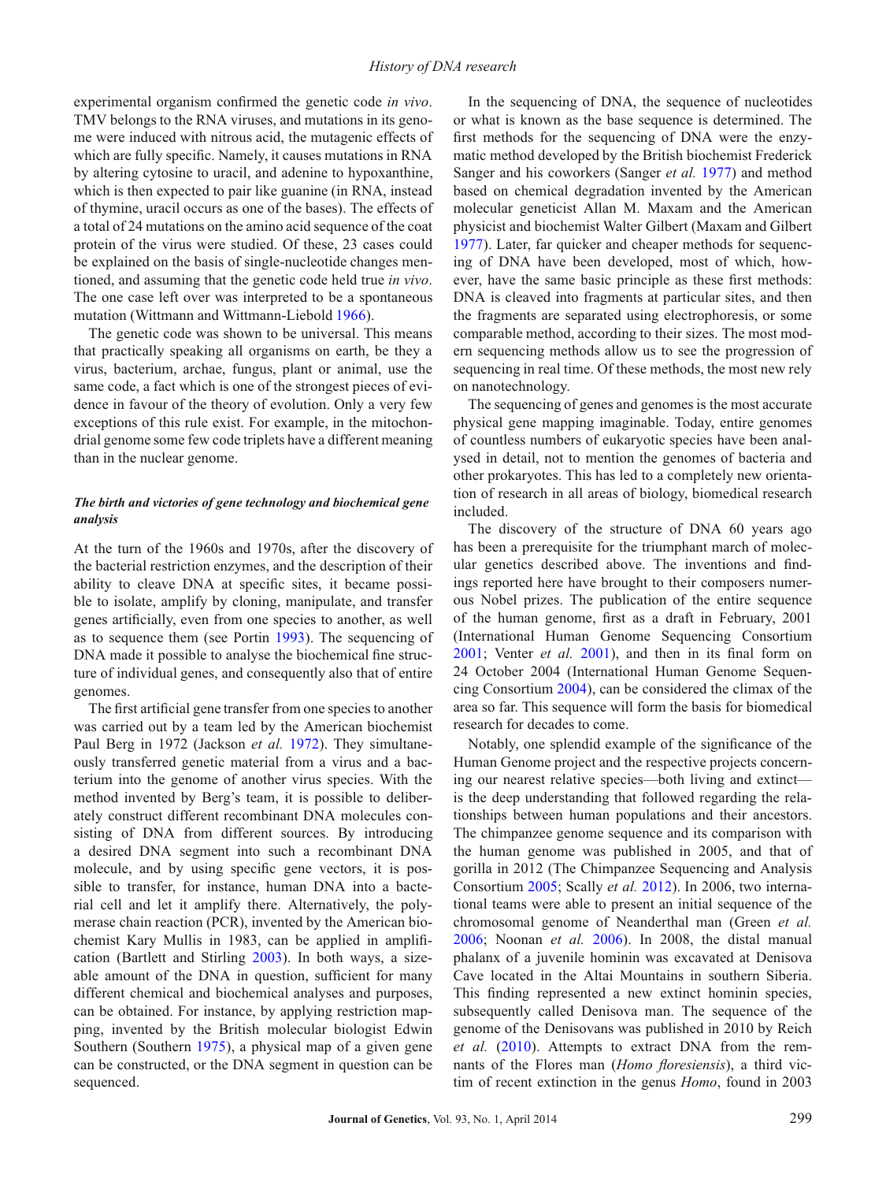experimental organism confirmed the genetic code *in vivo*. TMV belongs to the RNA viruses, and mutations in its genome were induced with nitrous acid, the mutagenic effects of which are fully specific. Namely, it causes mutations in RNA by altering cytosine to uracil, and adenine to hypoxanthine, which is then expected to pair like guanine (in RNA, instead of thymine, uracil occurs as one of the bases). The effects of a total of 24 mutations on the amino acid sequence of the coat protein of the virus were studied. Of these, 23 cases could be explained on the basis of single-nucleotide changes mentioned, and assuming that the genetic code held true *in vivo*. The one case left over was interpreted to be a spontaneous mutation (Wittmann and Wittmann-Liebold 1966).

The genetic code was shown to be universal. This means that practically speaking all organisms on earth, be they a virus, bacterium, archae, fungus, plant or animal, use the same code, a fact which is one of the strongest pieces of evidence in favour of the theory of evolution. Only a very few exceptions of this rule exist. For example, in the mitochondrial genome some few code triplets have a different meaning than in the nuclear genome.

### *The birth and victories of gene technology and biochemical gene analysis*

At the turn of the 1960s and 1970s, after the discovery of the bacterial restriction enzymes, and the description of their ability to cleave DNA at specific sites, it became possible to isolate, amplify by cloning, manipulate, and transfer genes artificially, even from one species to another, as well as to sequence them (see Portin 1993). The sequencing of DNA made it possible to analyse the biochemical fine structure of individual genes, and consequently also that of entire genomes.

The first artificial gene transfer from one species to another was carried out by a team led by the American biochemist Paul Berg in 1972 (Jackson *et al.* 1972). They simultaneously transferred genetic material from a virus and a bacterium into the genome of another virus species. With the method invented by Berg's team, it is possible to deliberately construct different recombinant DNA molecules consisting of DNA from different sources. By introducing a desired DNA segment into such a recombinant DNA molecule, and by using specific gene vectors, it is possible to transfer, for instance, human DNA into a bacterial cell and let it amplify there. Alternatively, the polymerase chain reaction (PCR), invented by the American biochemist Kary Mullis in 1983, can be applied in amplification (Bartlett and Stirling 2003). In both ways, a sizeable amount of the DNA in question, sufficient for many different chemical and biochemical analyses and purposes, can be obtained. For instance, by applying restriction mapping, invented by the British molecular biologist Edwin Southern (Southern 1975), a physical map of a given gene can be constructed, or the DNA segment in question can be sequenced.

In the sequencing of DNA, the sequence of nucleotides or what is known as the base sequence is determined. The first methods for the sequencing of DNA were the enzymatic method developed by the British biochemist Frederick Sanger and his coworkers (Sanger *et al.* 1977) and method based on chemical degradation invented by the American molecular geneticist Allan M. Maxam and the American physicist and biochemist Walter Gilbert (Maxam and Gilbert 1977). Later, far quicker and cheaper methods for sequencing of DNA have been developed, most of which, however, have the same basic principle as these first methods: DNA is cleaved into fragments at particular sites, and then the fragments are separated using electrophoresis, or some comparable method, according to their sizes. The most modern sequencing methods allow us to see the progression of sequencing in real time. Of these methods, the most new rely on nanotechnology.

The sequencing of genes and genomes is the most accurate physical gene mapping imaginable. Today, entire genomes of countless numbers of eukaryotic species have been analysed in detail, not to mention the genomes of bacteria and other prokaryotes. This has led to a completely new orientation of research in all areas of biology, biomedical research included.

The discovery of the structure of DNA 60 years ago has been a prerequisite for the triumphant march of molecular genetics described above. The inventions and findings reported here have brought to their composers numerous Nobel prizes. The publication of the entire sequence of the human genome, first as a draft in February, 2001 (International Human Genome Sequencing Consortium 2001; Venter *et al.* 2001), and then in its final form on 24 October 2004 (International Human Genome Sequencing Consortium 2004), can be considered the climax of the area so far. This sequence will form the basis for biomedical research for decades to come.

Notably, one splendid example of the significance of the Human Genome project and the respective projects concerning our nearest relative species—both living and extinct—is the deep understanding that followed regarding the relationships between human populations and their ancestors. The chimpanzee genome sequence and its comparison with the human genome was published in 2005, and that of gorilla in 2012 (The Chimpanzee Sequencing and Analysis Consortium 2005; Scally *et al.* 2012). In 2006, two international teams were able to present an initial sequence of the chromosomal genome of Neanderthal man (Green *et al.* 2006; Noonan *et al.* 2006). In 2008, the distal manual phalanx of a juvenile hominin was excavated at Denisova Cave located in the Altai Mountains in southern Siberia. This finding represented a new extinct hominin species, subsequently called Denisova man. The sequence of the genome of the Denisovans was published in 2010 by Reich *et al.* (2010). Attempts to extract DNA from the remnants of the Flores man (*Homo floresiensis*), a third victim of recent extinction in the genus *Homo*, found in 2003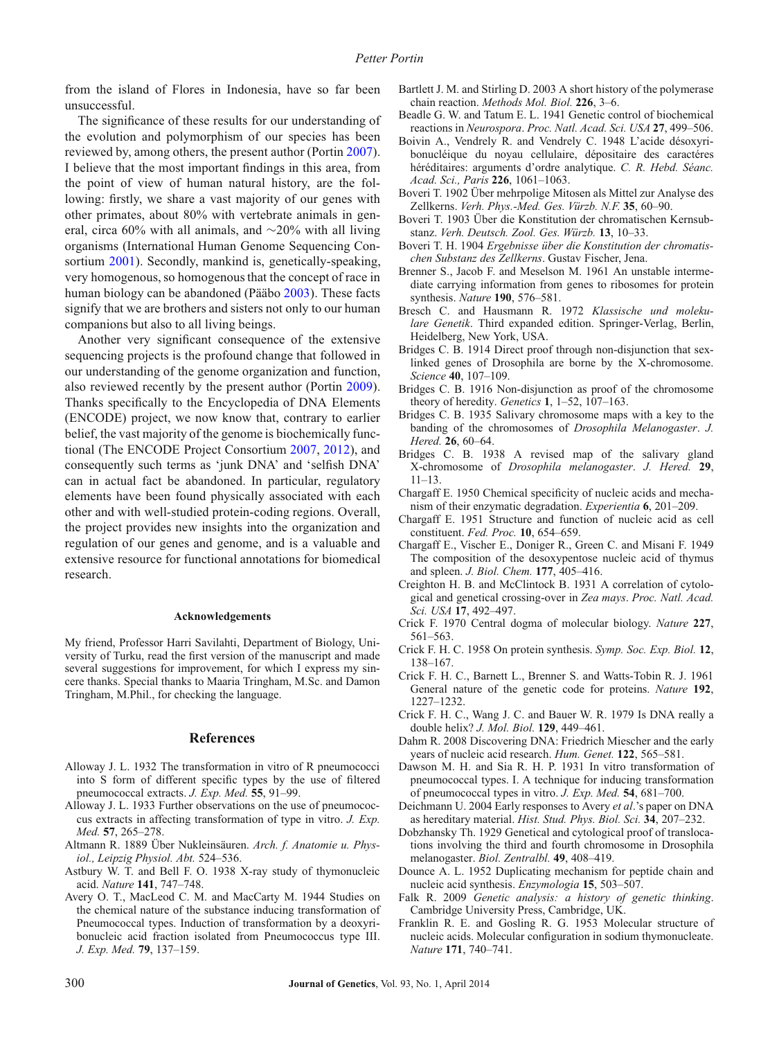from the island of Flores in Indonesia, have so far been unsuccessful.

The significance of these results for our understanding of the evolution and polymorphism of our species has been reviewed by, among others, the present author (Portin 2007). I believe that the most important findings in this area, from the point of view of human natural history, are the following: firstly, we share a vast majority of our genes with other primates, about 80% with vertebrate animals in general, circa 60% with all animals, and ~20% with all living organisms (International Human Genome Sequencing Consortium 2001). Secondly, mankind is, genetically-speaking, very homogenous, so homogenous that the concept of race in human biology can be abandoned (Pääbo 2003). These facts signify that we are brothers and sisters not only to our human companions but also to all living beings.

Another very significant consequence of the extensive sequencing projects is the profound change that followed in our understanding of the genome organization and function, also reviewed recently by the present author (Portin 2009). Thanks specifically to the Encyclopedia of DNA Elements (ENCODE) project, we now know that, contrary to earlier belief, the vast majority of the genome is biochemically functional (The ENCODE Project Consortium 2007, 2012), and consequently such terms as 'junk DNA' and 'selfish DNA' can in actual fact be abandoned. In particular, regulatory elements have been found physically associated with each other and with well-studied protein-coding regions. Overall, the project provides new insights into the organization and regulation of our genes and genome, and is a valuable and extensive resource for functional annotations for biomedical research.

#### Acknowledgements

My friend, Professor Harri Savilahti, Department of Biology, University of Turku, read the first version of the manuscript and made several suggestions for improvement, for which I express my sincere thanks. Special thanks to Maaria Tringham, M.Sc. and Damon Tringham, M.Phil., for checking the language.

## References

Alloway J. L. 1932 The transformation in vitro of R pneumococci into S form of different specific types by the use of filtered pneumococcal extracts. *J. Exp. Med.* **55**, 91–99.

Alloway J. L. 1933 Further observations on the use of pneumococcus extracts in affecting transformation of type in vitro. *J. Exp. Med.* **57**, 265–278.

Altmann R. 1889 Über Nukleinsäuren. *Arch. f. Anatomie u. Physiol., Leipzig Physiol. Abt.* 524–536.

Astbury W. T. and Bell F. O. 1938 X-ray study of thymonucleic acid. *Nature* **141**, 747–748.

Avery O. T., MacLeod C. M. and MacCarty M. 1944 Studies on the chemical nature of the substance inducing transformation of Pneumococcal types. Induction of transformation by a deoxyribonucleic acid fraction isolated from Pneumococcus type III. *J. Exp. Med.* **79**, 137–159.

Bartlett J. M. and Stirling D. 2003 A short history of the polymerase chain reaction. *Methods Mol. Biol.* **226**, 3–6.

Beadle G. W. and Tatum E. L. 1941 Genetic control of biochemical reactions in *Neurospora*. *Proc. Natl. Acad. Sci. USA* **27**, 499–506.

Boivin A., Vendrely R. and Vendrely C. 1948 L'acide désoxyribonucléique du noyau cellulaire, dépositaire des caractéres héréditaires: arguments d'ordre analytique. *C. R. Hebd. Séanc. Acad. Sci., Paris* **226**, 1061–1063.

Boveri T. 1902 Über mehrpolige Mitosen als Mittel zur Analyse des Zellkerns. *Verh. Phys.-Med. Ges. Vürzb. N.F.* **35**, 60–90.

Boveri T. 1903 Über die Konstitution der chromatischen Kernsubstanz. *Verh. Deutsch. Zool. Ges. Würzb.* **13**, 10–33.

Boveri T. H. 1904 *Ergebnisse über die Konstitution der chromatischen Substanz des Zellkerns*. Gustav Fischer, Jena.

Brenner S., Jacob F. and Meselson M. 1961 An unstable intermediate carrying information from genes to ribosomes for protein synthesis. *Nature* **190**, 576–581.

Bresch C. and Hausmann R. 1972 *Klassische und molekulare Genetik*. Third expanded edition. Springer-Verlag, Berlin, Heidelberg, New York, USA.

Bridges C. B. 1914 Direct proof through non-disjunction that sex-linked genes of Drosophila are borne by the X-chromosome. *Science* **40**, 107–109.

Bridges C. B. 1916 Non-disjunction as proof of the chromosome theory of heredity. *Genetics* **1**, 1–52, 107–163.

Bridges C. B. 1935 Salivary chromosome maps with a key to the banding of the chromosomes of *Drosophila Melanogaster*. *J. Hered.* **26**, 60–64.

Bridges C. B. 1938 A revised map of the salivary gland X-chromosome of *Drosophila melanogaster*. *J. Hered.* **29**, 11–13.

Chargaff E. 1950 Chemical specificity of nucleic acids and mechanism of their enzymatic degradation. *Experientia* **6**, 201–209.

Chargaff E. 1951 Structure and function of nucleic acid as cell constituent. *Fed. Proc.* **10**, 654–659.

Chargaff E., Vischer E., Doniger R., Green C. and Misani F. 1949 The composition of the desoxypentose nucleic acid of thymus and spleen. *J. Biol. Chem.* **177**, 405–416.

Creighton H. B. and McClintock B. 1931 A correlation of cytological and genetical crossing-over in *Zea mays*. *Proc. Natl. Acad. Sci. USA* **17**, 492–497.

Crick F. 1970 Central dogma of molecular biology. *Nature* **227**, 561–563.

Crick F. H. C. 1958 On protein synthesis. *Symp. Soc. Exp. Biol.* **12**, 138–167.

Crick F. H. C., Barnett L., Brenner S. and Watts-Tobin R. J. 1961 General nature of the genetic code for proteins. *Nature* **192**, 1227–1232.

Crick F. H. C., Wang J. C. and Bauer W. R. 1979 Is DNA really a double helix? *J. Mol. Biol.* **129**, 449–461.

Dahm R. 2008 Discovering DNA: Friedrich Miescher and the early years of nucleic acid research. *Hum. Genet.* **122**, 565–581.

Dawson M. H. and Sia R. H. P. 1931 In vitro transformation of pneumococcal types. I. A technique for inducing transformation of pneumococcal types in vitro. *J. Exp. Med.* **54**, 681–700.

Deichmann U. 2004 Early responses to Avery *et al*.'s paper on DNA as hereditary material. *Hist. Stud. Phys. Biol. Sci.* **34**, 207–232.

Dobzhansky Th. 1929 Genetical and cytological proof of translocations involving the third and fourth chromosome in Drosophila melanogaster. *Biol. Zentralbl.* **49**, 408–419.

Dounce A. L. 1952 Duplicating mechanism for peptide chain and nucleic acid synthesis. *Enzymologia* **15**, 503–507.

Falk R. 2009 *Genetic analysis: a history of genetic thinking*. Cambridge University Press, Cambridge, UK.

Franklin R. E. and Gosling R. G. 1953 Molecular structure of nucleic acids. Molecular configuration in sodium thymonucleate. *Nature* **171**, 740–741.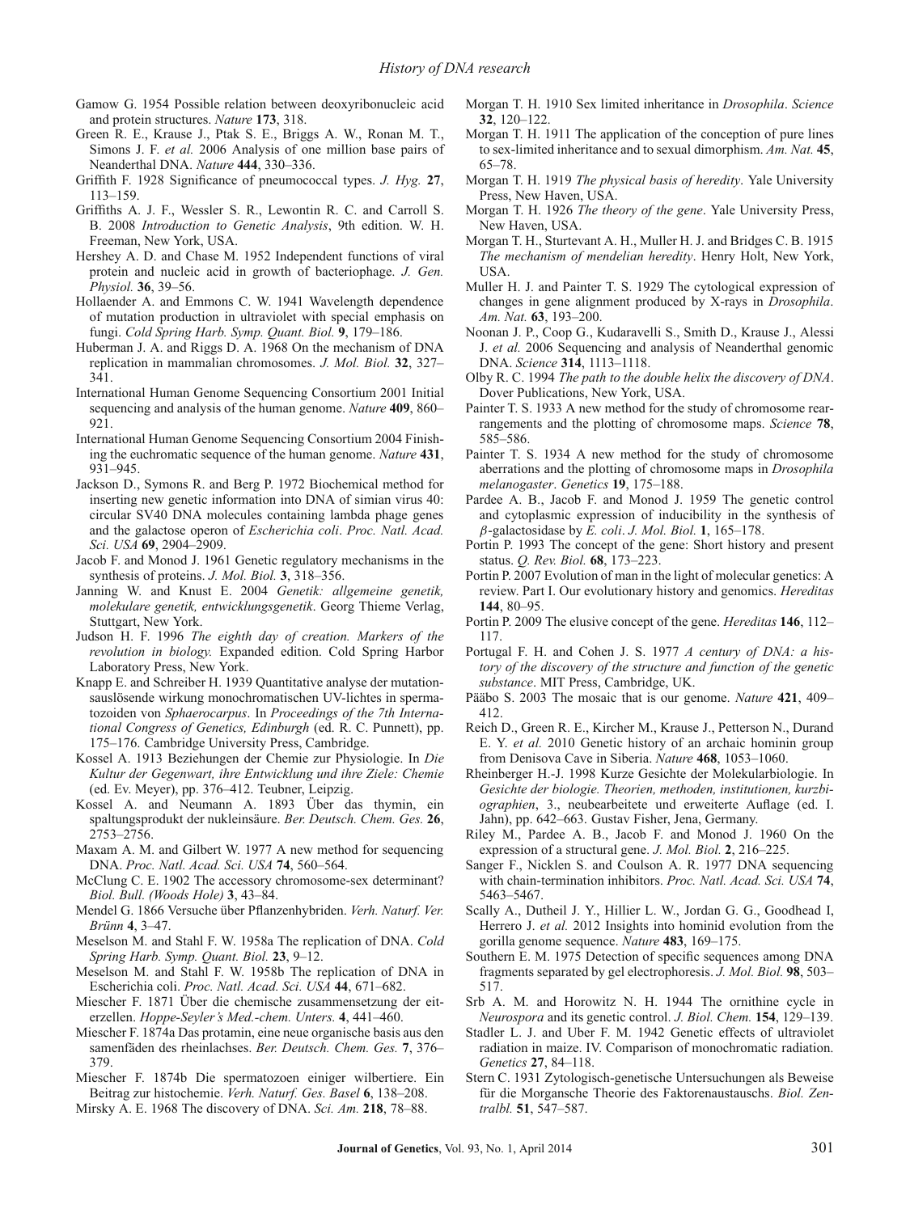Gamow G. 1954 Possible relation between deoxyribonucleic acid and protein structures. *Nature* **173**, 318.

Green R. E., Krause J., Ptak S. E., Briggs A. W., Ronan M. T., Simons J. F. *et al.* 2006 Analysis of one million base pairs of Neanderthal DNA. *Nature* **444**, 330–336.

Griffith F. 1928 Significance of pneumococcal types. *J. Hyg.* **27**, 113–159.

Griffiths A. J. F., Wessler S. R., Lewontin R. C. and Carroll S. B. 2008 *Introduction to Genetic Analysis*, 9th edition. W. H. Freeman, New York, USA.

Hershey A. D. and Chase M. 1952 Independent functions of viral protein and nucleic acid in growth of bacteriophage. *J. Gen. Physiol.* **36**, 39–56.

Hollaender A. and Emmons C. W. 1941 Wavelength dependence of mutation production in ultraviolet with special emphasis on fungi. *Cold Spring Harb. Symp. Quant. Biol.* **9**, 179–186.

Huberman J. A. and Riggs D. A. 1968 On the mechanism of DNA replication in mammalian chromosomes. *J. Mol. Biol.* **32**, 327–341.

International Human Genome Sequencing Consortium 2001 Initial sequencing and analysis of the human genome. *Nature* **409**, 860–921.

International Human Genome Sequencing Consortium 2004 Finishing the euchromatic sequence of the human genome. *Nature* **431**, 931–945.

Jackson D., Symons R. and Berg P. 1972 Biochemical method for inserting new genetic information into DNA of simian virus 40: circular SV40 DNA molecules containing lambda phage genes and the galactose operon of *Escherichia coli*. *Proc. Natl. Acad. Sci. USA* **69**, 2904–2909.

Jacob F. and Monod J. 1961 Genetic regulatory mechanisms in the synthesis of proteins. *J. Mol. Biol.* **3**, 318–356.

Janning W. and Knust E. 2004 *Genetik: allgemeine genetik, molekulare genetik, entwicklungsgenetik*. Georg Thieme Verlag, Stuttgart, New York.

Judson H. F. 1996 *The eighth day of creation. Markers of the revolution in biology.* Expanded edition. Cold Spring Harbor Laboratory Press, New York.

Knapp E. and Schreiber H. 1939 Quantitative analyse der mutationsauslösende wirkung monochromatischen UV-lichtes in spermatozoiden von *Sphaerocarpus*. In *Proceedings of the 7th International Congress of Genetics, Edinburgh* (ed. R. C. Punnett), pp. 175–176. Cambridge University Press, Cambridge.

Kossel A. 1913 Beziehungen der Chemie zur Physiologie. In *Die Kultur der Gegenwart, ihre Entwicklung und ihre Ziele: Chemie* (ed. Ev. Meyer), pp. 376–412. Teubner, Leipzig.

Kossel A. and Neumann A. 1893 Über das thymin, ein spaltungsprodukt der nukleinsäure. *Ber. Deutsch. Chem. Ges.* **26**, 2753–2756.

Maxam A. M. and Gilbert W. 1977 A new method for sequencing DNA. *Proc. Natl. Acad. Sci. USA* **74**, 560–564.

McClung C. E. 1902 The accessory chromosome-sex determinant? *Biol. Bull. (Woods Hole)* **3**, 43–84.

Mendel G. 1866 Versuche über Pflanzenhybriden. *Verh. Naturf. Ver. Brünn* **4**, 3–47.

Meselson M. and Stahl F. W. 1958a The replication of DNA. *Cold Spring Harb. Symp. Quant. Biol.* **23**, 9–12.

Meselson M. and Stahl F. W. 1958b The replication of DNA in Escherichia coli. *Proc. Natl. Acad. Sci. USA* **44**, 671–682.

Miescher F. 1871 Über die chemische zusammensetzung der eiterzellen. *Hoppe-Seyler's Med.-chem. Unters.* **4**, 441–460.

Miescher F. 1874a Das protamin, eine neue organische basis aus den samenfäden des rheinlachses. *Ber. Deutsch. Chem. Ges.* **7**, 376–379.

Miescher F. 1874b Die spermatozoen einiger wilbertiere. Ein Beitrag zur histochemie. *Verh. Naturf. Ges. Basel* **6**, 138–208.

Mirsky A. E. 1968 The discovery of DNA. *Sci. Am.* **218**, 78–88.

Morgan T. H. 1910 Sex limited inheritance in *Drosophila*. *Science* **32**, 120–122.

Morgan T. H. 1911 The application of the conception of pure lines to sex-limited inheritance and to sexual dimorphism. *Am. Nat.* **45**, 65–78.

Morgan T. H. 1919 *The physical basis of heredity*. Yale University Press, New Haven, USA.

Morgan T. H. 1926 *The theory of the gene*. Yale University Press, New Haven, USA.

Morgan T. H., Sturtevant A. H., Muller H. J. and Bridges C. B. 1915 *The mechanism of mendelian heredity*. Henry Holt, New York, USA.

Muller H. J. and Painter T. S. 1929 The cytological expression of changes in gene alignment produced by X-rays in *Drosophila*. *Am. Nat.* **63**, 193–200.

Noonan J. P., Coop G., Kudaravelli S., Smith D., Krause J., Alessi J. *et al.* 2006 Sequencing and analysis of Neanderthal genomic DNA. *Science* **314**, 1113–1118.

Olby R. C. 1994 *The path to the double helix the discovery of DNA*. Dover Publications, New York, USA.

Painter T. S. 1933 A new method for the study of chromosome rearrangements and the plotting of chromosome maps. *Science* **78**, 585–586.

Painter T. S. 1934 A new method for the study of chromosome aberrations and the plotting of chromosome maps in *Drosophila melanogaster*. *Genetics* **19**, 175–188.

Pardee A. B., Jacob F. and Monod J. 1959 The genetic control and cytoplasmic expression of inducibility in the synthesis of $\beta$-galactosidase by *E. coli*. *J. Mol. Biol.* **1**, 165–178.

Portin P. 1993 The concept of the gene: Short history and present status. *Q. Rev. Biol.* **68**, 173–223.

Portin P. 2007 Evolution of man in the light of molecular genetics: A review. Part I. Our evolutionary history and genomics. *Hereditas* **144**, 80–95.

Portin P. 2009 The elusive concept of the gene. *Hereditas* **146**, 112–117.

Portugal F. H. and Cohen J. S. 1977 *A century of DNA: a history of the discovery of the structure and function of the genetic substance*. MIT Press, Cambridge, UK.

Pääbo S. 2003 The mosaic that is our genome. *Nature* **421**, 409–412.

Reich D., Green R. E., Kircher M., Krause J., Petterson N., Durand E. Y. *et al.* 2010 Genetic history of an archaic hominin group from Denisova Cave in Siberia. *Nature* **468**, 1053–1060.

Rheinberger H.-J. 1998 Kurze Gesichte der Molekularbiologie. In *Gesichte der biologie. Theorien, methoden, institutionen, kurzbiographien*, 3., neubearbeitete und erweiterte Auflage (ed. I. Jahn), pp. 642–663. Gustav Fisher, Jena, Germany.

Riley M., Pardee A. B., Jacob F. and Monod J. 1960 On the expression of a structural gene. *J. Mol. Biol.* **2**, 216–225.

Sanger F., Nicklen S. and Coulson A. R. 1977 DNA sequencing with chain-termination inhibitors. *Proc. Natl. Acad. Sci. USA* **74**, 5463–5467.

Scally A., Dutheil J. Y., Hillier L. W., Jordan G. G., Goodhead I, Herrero J. *et al.* 2012 Insights into hominid evolution from the gorilla genome sequence. *Nature* **483**, 169–175.

Southern E. M. 1975 Detection of specific sequences among DNA fragments separated by gel electrophoresis. *J. Mol. Biol.* **98**, 503–517.

Srb A. M. and Horowitz N. H. 1944 The ornithine cycle in *Neurospora* and its genetic control. *J. Biol. Chem.* **154**, 129–139.

Stadler L. J. and Uber F. M. 1942 Genetic effects of ultraviolet radiation in maize. IV. Comparison of monochromatic radiation. *Genetics* **27**, 84–118.

Stern C. 1931 Zytologisch-genetische Untersuchungen als Beweise für die Morgansche Theorie des Faktorenaustauschs. *Biol. Zentralbl.* **51**, 547–587.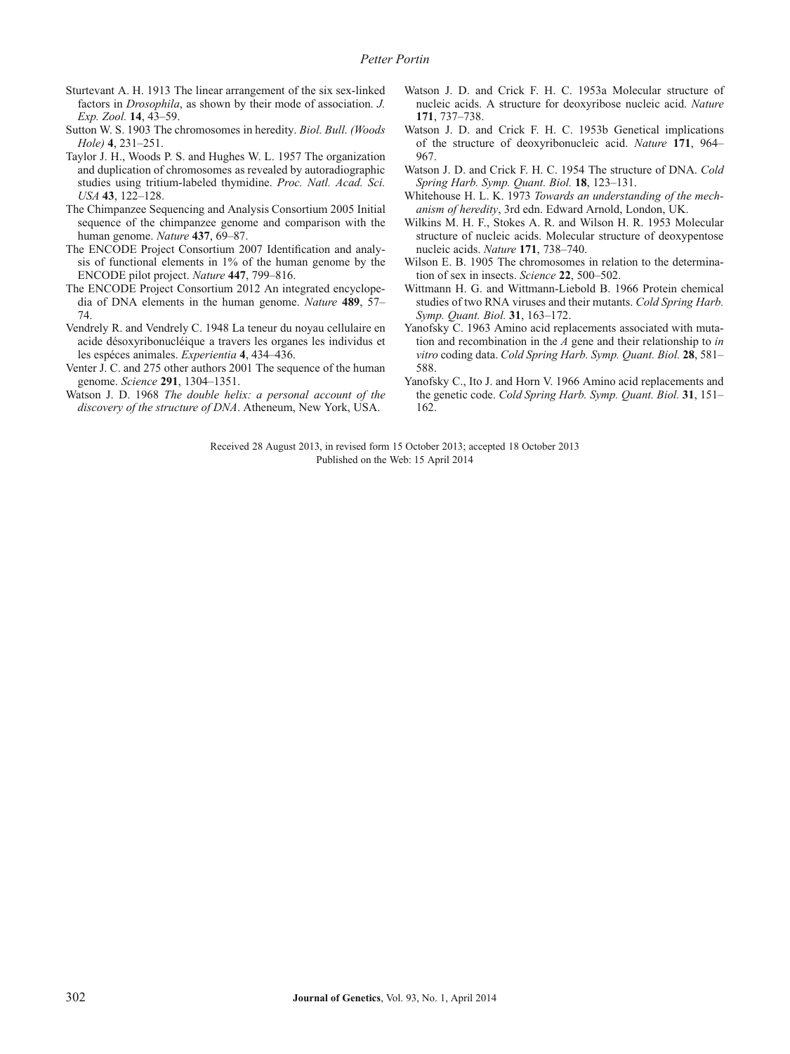Sturtevant A. H. 1913 The linear arrangement of the six sex-linked factors in *Drosophila*, as shown by their mode of association. *J. Exp. Zool.* **14**, 43–59.

Sutton W. S. 1903 The chromosomes in heredity. *Biol. Bull. (Woods Hole)* **4**, 231–251.

Taylor J. H., Woods P. S. and Hughes W. L. 1957 The organization and duplication of chromosomes as revealed by autoradiographic studies using tritium-labeled thymidine. *Proc. Natl. Acad. Sci. USA* **43**, 122–128.

The Chimpanzee Sequencing and Analysis Consortium 2005 Initial sequence of the chimpanzee genome and comparison with the human genome. *Nature* **437**, 69–87.

The ENCODE Project Consortium 2007 Identification and analysis of functional elements in 1% of the human genome by the ENCODE pilot project. *Nature* **447**, 799–816.

The ENCODE Project Consortium 2012 An integrated encyclopedia of DNA elements in the human genome. *Nature* **489**, 57–74.

Vendrely R. and Vendrely C. 1948 La teneur du noyau cellulaire en acide désoxyribonucléique a travers les organes les individus et les espéces animales. *Experientia* **4**, 434–436.

Venter J. C. and 275 other authors 2001 The sequence of the human genome. *Science* **291**, 1304–1351.

Watson J. D. 1968 *The double helix: a personal account of the discovery of the structure of DNA*. Atheneum, New York, USA.

Watson J. D. and Crick F. H. C. 1953a Molecular structure of nucleic acids. A structure for deoxyribose nucleic acid. *Nature* **171**, 737–738.

Watson J. D. and Crick F. H. C. 1953b Genetical implications of the structure of deoxyribonucleic acid. *Nature* **171**, 964–967.

Watson J. D. and Crick F. H. C. 1954 The structure of DNA. *Cold Spring Harb. Symp. Quant. Biol.* **18**, 123–131.

Whitehouse H. L. K. 1973 *Towards an understanding of the mechanism of heredity*, 3rd edn. Edward Arnold, London, UK.

Wilkins M. H. F., Stokes A. R. and Wilson H. R. 1953 Molecular structure of nucleic acids. Molecular structure of deoxypentose nucleic acids. *Nature* **171**, 738–740.

Wilson E. B. 1905 The chromosomes in relation to the determination of sex in insects. *Science* **22**, 500–502.

Wittmann H. G. and Wittmann-Liebold B. 1966 Protein chemical studies of two RNA viruses and their mutants. *Cold Spring Harb. Symp. Quant. Biol.* **31**, 163–172.

Yanofsky C. 1963 Amino acid replacements associated with mutation and recombination in the *A* gene and their relationship to *in vitro* coding data. *Cold Spring Harb. Symp. Quant. Biol.* **28**, 581–588.

Yanofsky C., Ito J. and Horn V. 1966 Amino acid replacements and the genetic code. *Cold Spring Harb. Symp. Quant. Biol.* **31**, 151–162.

Received 28 August 2013, in revised form 15 October 2013; accepted 18 October 2013
Published on the Web: 15 April 2014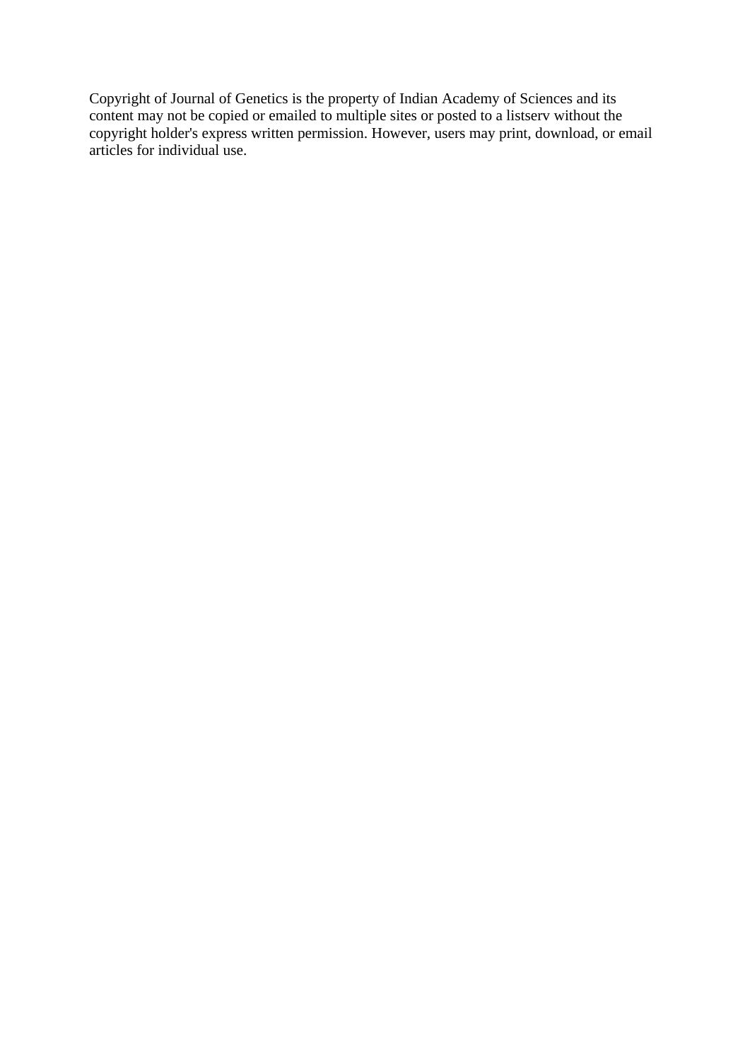Copyright of Journal of Genetics is the property of Indian Academy of Sciences and its content may not be copied or emailed to multiple sites or posted to a listserv without the copyright holder's express written permission. However, users may print, download, or email articles for individual use.